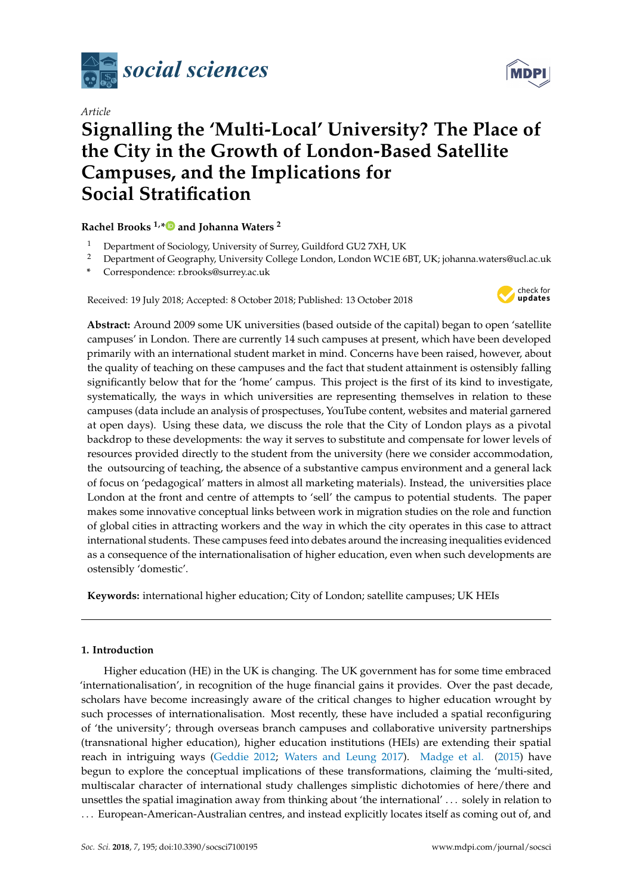*Article*

# Signalling the 'Multi-Local' University? The Place of the City in the Growth of London-Based Satellite Campuses, and the Implications for Social Stratification

**Rachel Brooks [1,*] and Johanna Waters [2]**

[1] Department of Sociology, University of Surrey, Guildford GU2 7XH, UK

[2] Department of Geography, University College London, London WC1E 6BT, UK; johanna.waters@ucl.ac.uk

[*] Correspondence: r.brooks@surrey.ac.uk

Received: 19 July 2018; Accepted: 8 October 2018; Published: 13 October 2018

**Abstract:** Around 2009 some UK universities (based outside of the capital) began to open 'satellite campuses' in London. There are currently 14 such campuses at present, which have been developed primarily with an international student market in mind. Concerns have been raised, however, about the quality of teaching on these campuses and the fact that student attainment is ostensibly falling significantly below that for the 'home' campus. This project is the first of its kind to investigate, systematically, the ways in which universities are representing themselves in relation to these campuses (data include an analysis of prospectuses, YouTube content, websites and material garnered at open days). Using these data, we discuss the role that the City of London plays as a pivotal backdrop to these developments: the way it serves to substitute and compensate for lower levels of resources provided directly to the student from the university (here we consider accommodation, the outsourcing of teaching, the absence of a substantive campus environment and a general lack of focus on 'pedagogical' matters in almost all marketing materials). Instead, the universities place London at the front and centre of attempts to 'sell' the campus to potential students. The paper makes some innovative conceptual links between work in migration studies on the role and function of global cities in attracting workers and the way in which the city operates in this case to attract international students. These campuses feed into debates around the increasing inequalities evidenced as a consequence of the internationalisation of higher education, even when such developments are ostensibly 'domestic'.

**Keywords:** international higher education; City of London; satellite campuses; UK HEIs

## 1. Introduction

Higher education (HE) in the UK is changing. The UK government has for some time embraced 'internationalisation', in recognition of the huge financial gains it provides. Over the past decade, scholars have become increasingly aware of the critical changes to higher education wrought by such processes of internationalisation. Most recently, these have included a spatial reconfiguring of 'the university'; through overseas branch campuses and collaborative university partnerships (transnational higher education), higher education institutions (HEIs) are extending their spatial reach in intriguing ways (Geddie 2012; Waters and Leung 2017). Madge et al. (2015) have begun to explore the conceptual implications of these transformations, claiming the 'multi-sited, multiscalar character of international study challenges simplistic dichotomies of here/there and unsettles the spatial imagination away from thinking about 'the international' ... solely in relation to ... European-American-Australian centres, and instead explicitly locates itself as coming out of, and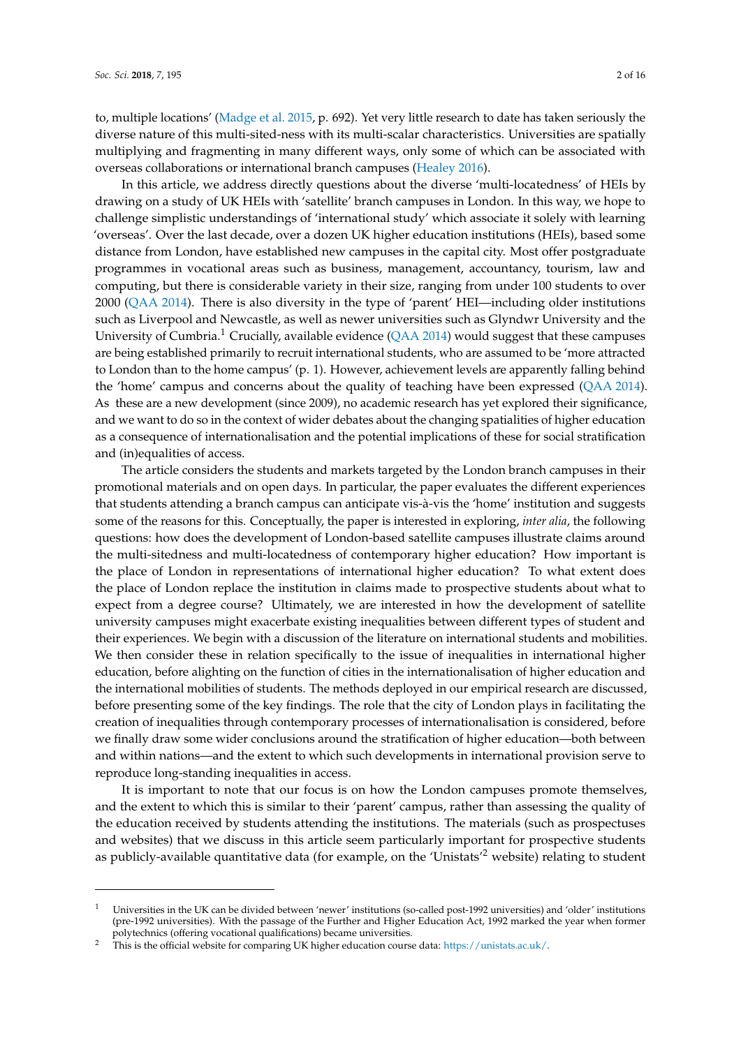to, multiple locations' (Madge et al. 2015, p. 692). Yet very little research to date has taken seriously the diverse nature of this multi-sited-ness with its multi-scalar characteristics. Universities are spatially multiplying and fragmenting in many different ways, only some of which can be associated with overseas collaborations or international branch campuses (Healey 2016).

In this article, we address directly questions about the diverse 'multi-locatedness' of HEIs by drawing on a study of UK HEIs with 'satellite' branch campuses in London. In this way, we hope to challenge simplistic understandings of 'international study' which associate it solely with learning 'overseas'. Over the last decade, over a dozen UK higher education institutions (HEIs), based some distance from London, have established new campuses in the capital city. Most offer postgraduate programmes in vocational areas such as business, management, accountancy, tourism, law and computing, but there is considerable variety in their size, ranging from under 100 students to over 2000 (QAA 2014). There is also diversity in the type of 'parent' HEI—including older institutions such as Liverpool and Newcastle, as well as newer universities such as Glyndwr University and the University of Cumbria.[1] Crucially, available evidence (QAA 2014) would suggest that these campuses are being established primarily to recruit international students, who are assumed to be 'more attracted to London than to the home campus' (p. 1). However, achievement levels are apparently falling behind the 'home' campus and concerns about the quality of teaching have been expressed (QAA 2014). As these are a new development (since 2009), no academic research has yet explored their significance, and we want to do so in the context of wider debates about the changing spatialities of higher education as a consequence of internationalisation and the potential implications of these for social stratification and (in)equalities of access.

The article considers the students and markets targeted by the London branch campuses in their promotional materials and on open days. In particular, the paper evaluates the different experiences that students attending a branch campus can anticipate vis-à-vis the 'home' institution and suggests some of the reasons for this. Conceptually, the paper is interested in exploring, *inter alia*, the following questions: how does the development of London-based satellite campuses illustrate claims around the multi-sitedness and multi-locatedness of contemporary higher education? How important is the place of London in representations of international higher education? To what extent does the place of London replace the institution in claims made to prospective students about what to expect from a degree course? Ultimately, we are interested in how the development of satellite university campuses might exacerbate existing inequalities between different types of student and their experiences. We begin with a discussion of the literature on international students and mobilities. We then consider these in relation specifically to the issue of inequalities in international higher education, before alighting on the function of cities in the internationalisation of higher education and the international mobilities of students. The methods deployed in our empirical research are discussed, before presenting some of the key findings. The role that the city of London plays in facilitating the creation of inequalities through contemporary processes of internationalisation is considered, before we finally draw some wider conclusions around the stratification of higher education—both between and within nations—and the extent to which such developments in international provision serve to reproduce long-standing inequalities in access.

It is important to note that our focus is on how the London campuses promote themselves, and the extent to which this is similar to their 'parent' campus, rather than assessing the quality of the education received by students attending the institutions. The materials (such as prospectuses and websites) that we discuss in this article seem particularly important for prospective students as publicly-available quantitative data (for example, on the 'Unistats'[2] website) relating to student

[1] Universities in the UK can be divided between 'newer' institutions (so-called post-1992 universities) and 'older' institutions (pre-1992 universities). With the passage of the Further and Higher Education Act, 1992 marked the year when former polytechnics (offering vocational qualifications) became universities.

[2] This is the official website for comparing UK higher education course data: https://unistats.ac.uk/.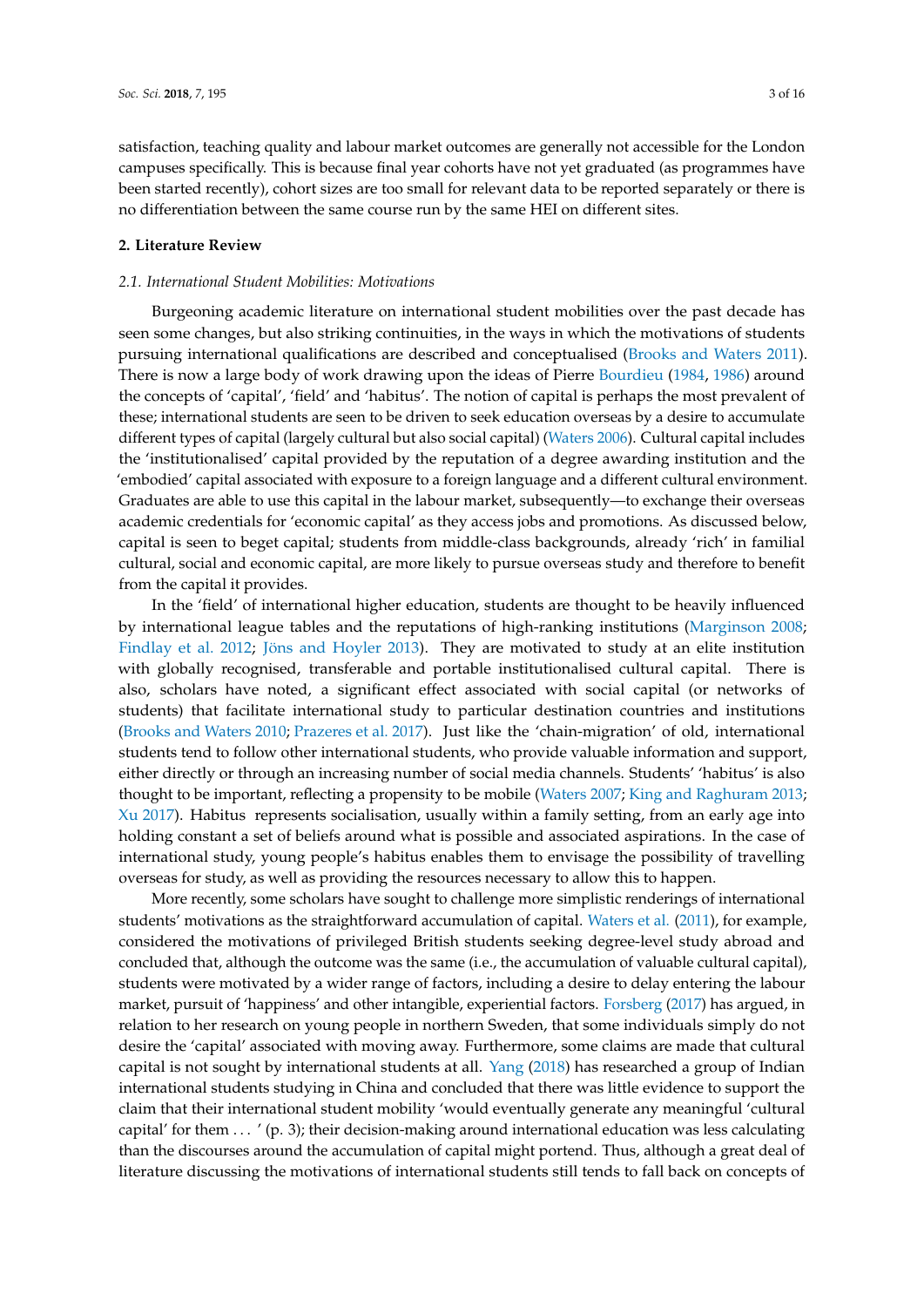satisfaction, teaching quality and labour market outcomes are generally not accessible for the London campuses specifically. This is because final year cohorts have not yet graduated (as programmes have been started recently), cohort sizes are too small for relevant data to be reported separately or there is no differentiation between the same course run by the same HEI on different sites.

## 2. Literature Review

### *2.1. International Student Mobilities: Motivations*

Burgeoning academic literature on international student mobilities over the past decade has seen some changes, but also striking continuities, in the ways in which the motivations of students pursuing international qualifications are described and conceptualised (Brooks and Waters 2011). There is now a large body of work drawing upon the ideas of Pierre Bourdieu (1984, 1986) around the concepts of 'capital', 'field' and 'habitus'. The notion of capital is perhaps the most prevalent of these; international students are seen to be driven to seek education overseas by a desire to accumulate different types of capital (largely cultural but also social capital) (Waters 2006). Cultural capital includes the 'institutionalised' capital provided by the reputation of a degree awarding institution and the 'embodied' capital associated with exposure to a foreign language and a different cultural environment. Graduates are able to use this capital in the labour market, subsequently—to exchange their overseas academic credentials for 'economic capital' as they access jobs and promotions. As discussed below, capital is seen to beget capital; students from middle-class backgrounds, already 'rich' in familial cultural, social and economic capital, are more likely to pursue overseas study and therefore to benefit from the capital it provides.

In the 'field' of international higher education, students are thought to be heavily influenced by international league tables and the reputations of high-ranking institutions (Marginson 2008; Findlay et al. 2012; Jöns and Hoyler 2013). They are motivated to study at an elite institution with globally recognised, transferable and portable institutionalised cultural capital. There is also, scholars have noted, a significant effect associated with social capital (or networks of students) that facilitate international study to particular destination countries and institutions (Brooks and Waters 2010; Prazeres et al. 2017). Just like the 'chain-migration' of old, international students tend to follow other international students, who provide valuable information and support, either directly or through an increasing number of social media channels. Students' 'habitus' is also thought to be important, reflecting a propensity to be mobile (Waters 2007; King and Raghuram 2013; Xu 2017). Habitus represents socialisation, usually within a family setting, from an early age into holding constant a set of beliefs around what is possible and associated aspirations. In the case of international study, young people's habitus enables them to envisage the possibility of travelling overseas for study, as well as providing the resources necessary to allow this to happen.

More recently, some scholars have sought to challenge more simplistic renderings of international students' motivations as the straightforward accumulation of capital. Waters et al. (2011), for example, considered the motivations of privileged British students seeking degree-level study abroad and concluded that, although the outcome was the same (i.e., the accumulation of valuable cultural capital), students were motivated by a wider range of factors, including a desire to delay entering the labour market, pursuit of 'happiness' and other intangible, experiential factors. Forsberg (2017) has argued, in relation to her research on young people in northern Sweden, that some individuals simply do not desire the 'capital' associated with moving away. Furthermore, some claims are made that cultural capital is not sought by international students at all. Yang (2018) has researched a group of Indian international students studying in China and concluded that there was little evidence to support the claim that their international student mobility 'would eventually generate any meaningful 'cultural capital' for them . . . ' (p. 3); their decision-making around international education was less calculating than the discourses around the accumulation of capital might portend. Thus, although a great deal of literature discussing the motivations of international students still tends to fall back on concepts of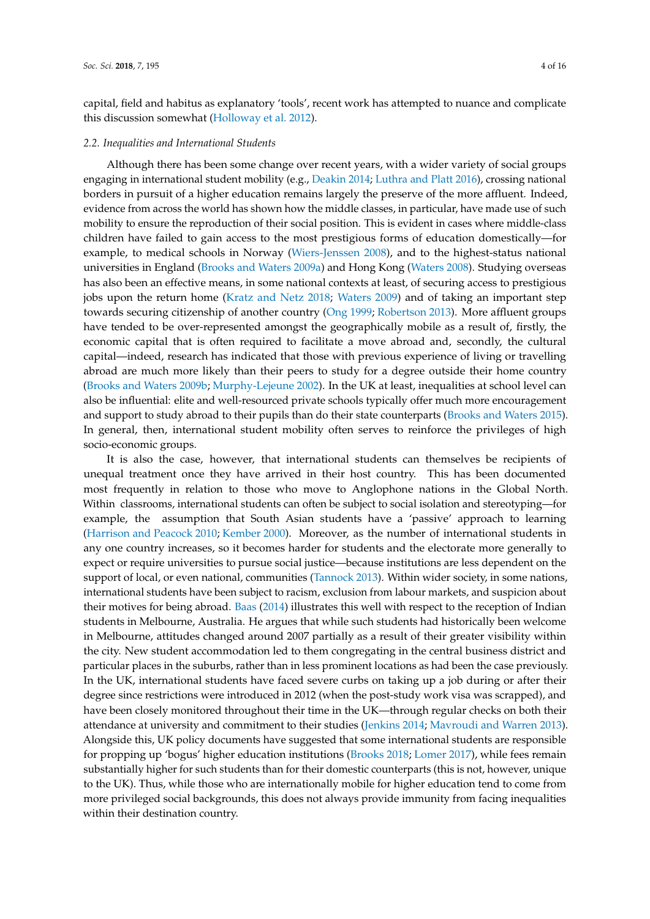capital, field and habitus as explanatory 'tools', recent work has attempted to nuance and complicate this discussion somewhat (Holloway et al. 2012).

### *2.2. Inequalities and International Students*

Although there has been some change over recent years, with a wider variety of social groups engaging in international student mobility (e.g., Deakin 2014; Luthra and Platt 2016), crossing national borders in pursuit of a higher education remains largely the preserve of the more affluent. Indeed, evidence from across the world has shown how the middle classes, in particular, have made use of such mobility to ensure the reproduction of their social position. This is evident in cases where middle-class children have failed to gain access to the most prestigious forms of education domestically—for example, to medical schools in Norway (Wiers-Jenssen 2008), and to the highest-status national universities in England (Brooks and Waters 2009a) and Hong Kong (Waters 2008). Studying overseas has also been an effective means, in some national contexts at least, of securing access to prestigious jobs upon the return home (Kratz and Netz 2018; Waters 2009) and of taking an important step towards securing citizenship of another country (Ong 1999; Robertson 2013). More affluent groups have tended to be over-represented amongst the geographically mobile as a result of, firstly, the economic capital that is often required to facilitate a move abroad and, secondly, the cultural capital—indeed, research has indicated that those with previous experience of living or travelling abroad are much more likely than their peers to study for a degree outside their home country (Brooks and Waters 2009b; Murphy-Lejeune 2002). In the UK at least, inequalities at school level can also be influential: elite and well-resourced private schools typically offer much more encouragement and support to study abroad to their pupils than do their state counterparts (Brooks and Waters 2015). In general, then, international student mobility often serves to reinforce the privileges of high socio-economic groups.

It is also the case, however, that international students can themselves be recipients of unequal treatment once they have arrived in their host country. This has been documented most frequently in relation to those who move to Anglophone nations in the Global North. Within classrooms, international students can often be subject to social isolation and stereotyping—for example, the assumption that South Asian students have a 'passive' approach to learning (Harrison and Peacock 2010; Kember 2000). Moreover, as the number of international students in any one country increases, so it becomes harder for students and the electorate more generally to expect or require universities to pursue social justice—because institutions are less dependent on the support of local, or even national, communities (Tannock 2013). Within wider society, in some nations, international students have been subject to racism, exclusion from labour markets, and suspicion about their motives for being abroad. Baas (2014) illustrates this well with respect to the reception of Indian students in Melbourne, Australia. He argues that while such students had historically been welcome in Melbourne, attitudes changed around 2007 partially as a result of their greater visibility within the city. New student accommodation led to them congregating in the central business district and particular places in the suburbs, rather than in less prominent locations as had been the case previously. In the UK, international students have faced severe curbs on taking up a job during or after their degree since restrictions were introduced in 2012 (when the post-study work visa was scrapped), and have been closely monitored throughout their time in the UK—through regular checks on both their attendance at university and commitment to their studies (Jenkins 2014; Mavroudi and Warren 2013). Alongside this, UK policy documents have suggested that some international students are responsible for propping up 'bogus' higher education institutions (Brooks 2018; Lomer 2017), while fees remain substantially higher for such students than for their domestic counterparts (this is not, however, unique to the UK). Thus, while those who are internationally mobile for higher education tend to come from more privileged social backgrounds, this does not always provide immunity from facing inequalities within their destination country.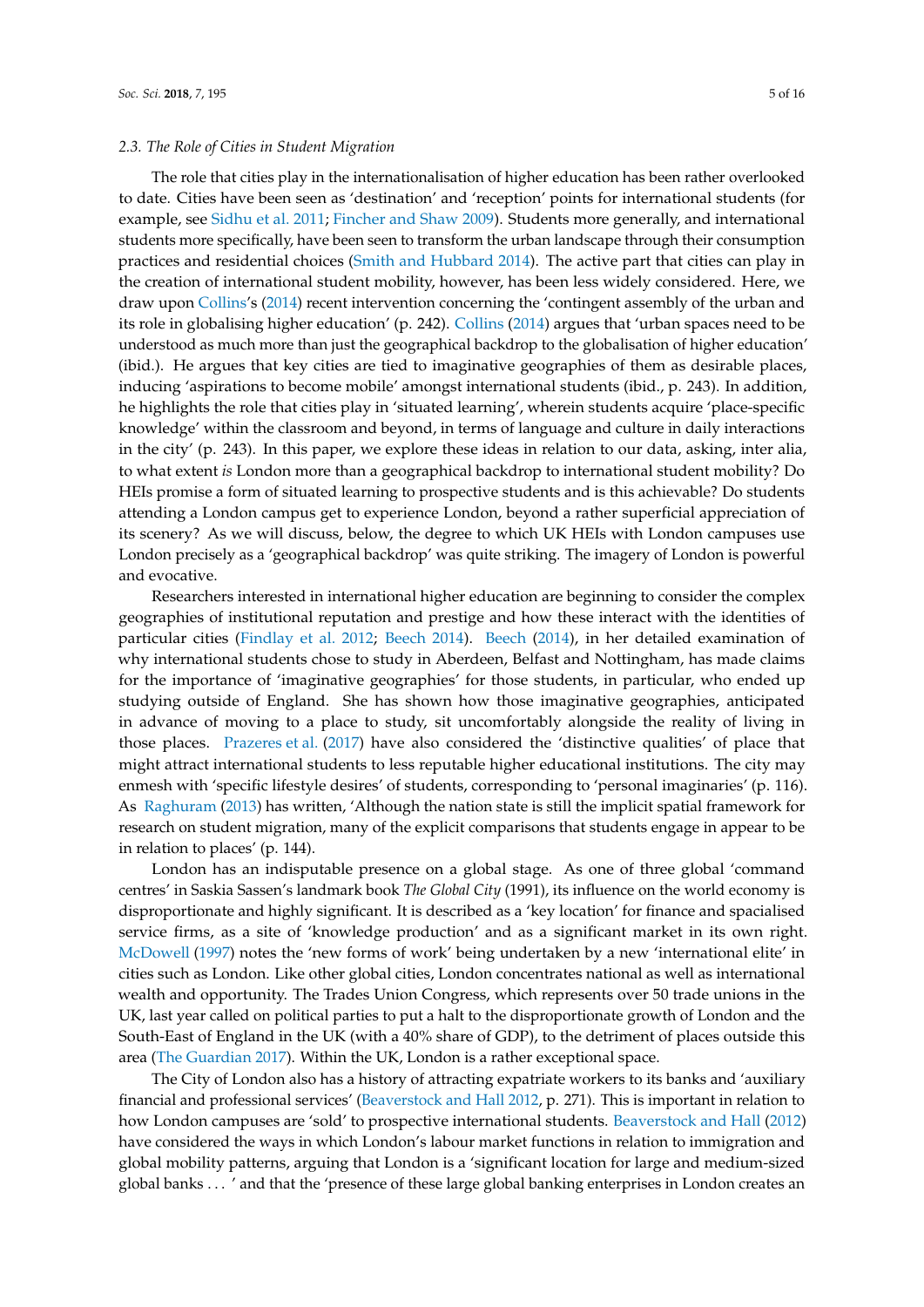### 2.3. The Role of Cities in Student Migration

The role that cities play in the internationalisation of higher education has been rather overlooked to date. Cities have been seen as 'destination' and 'reception' points for international students (for example, see Sidhu et al. 2011; Fincher and Shaw 2009). Students more generally, and international students more specifically, have been seen to transform the urban landscape through their consumption practices and residential choices (Smith and Hubbard 2014). The active part that cities can play in the creation of international student mobility, however, has been less widely considered. Here, we draw upon Collins's (2014) recent intervention concerning the 'contingent assembly of the urban and its role in globalising higher education' (p. 242). Collins (2014) argues that 'urban spaces need to be understood as much more than just the geographical backdrop to the globalisation of higher education' (ibid.). He argues that key cities are tied to imaginative geographies of them as desirable places, inducing 'aspirations to become mobile' amongst international students (ibid., p. 243). In addition, he highlights the role that cities play in 'situated learning', wherein students acquire 'place-specific knowledge' within the classroom and beyond, in terms of language and culture in daily interactions in the city' (p. 243). In this paper, we explore these ideas in relation to our data, asking, inter alia, to what extent *is* London more than a geographical backdrop to international student mobility? Do HEIs promise a form of situated learning to prospective students and is this achievable? Do students attending a London campus get to experience London, beyond a rather superficial appreciation of its scenery? As we will discuss, below, the degree to which UK HEIs with London campuses use London precisely as a 'geographical backdrop' was quite striking. The imagery of London is powerful and evocative.

Researchers interested in international higher education are beginning to consider the complex geographies of institutional reputation and prestige and how these interact with the identities of particular cities (Findlay et al. 2012; Beech 2014). Beech (2014), in her detailed examination of why international students chose to study in Aberdeen, Belfast and Nottingham, has made claims for the importance of 'imaginative geographies' for those students, in particular, who ended up studying outside of England. She has shown how those imaginative geographies, anticipated in advance of moving to a place to study, sit uncomfortably alongside the reality of living in those places. Prazeres et al. (2017) have also considered the 'distinctive qualities' of place that might attract international students to less reputable higher educational institutions. The city may enmesh with 'specific lifestyle desires' of students, corresponding to 'personal imaginaries' (p. 116). As Raghuram (2013) has written, 'Although the nation state is still the implicit spatial framework for research on student migration, many of the explicit comparisons that students engage in appear to be in relation to places' (p. 144).

London has an indisputable presence on a global stage. As one of three global 'command centres' in Saskia Sassen's landmark book *The Global City* (1991), its influence on the world economy is disproportionate and highly significant. It is described as a 'key location' for finance and specialised service firms, as a site of 'knowledge production' and as a significant market in its own right. McDowell (1997) notes the 'new forms of work' being undertaken by a new 'international elite' in cities such as London. Like other global cities, London concentrates national as well as international wealth and opportunity. The Trades Union Congress, which represents over 50 trade unions in the UK, last year called on political parties to put a halt to the disproportionate growth of London and the South-East of England in the UK (with a 40% share of GDP), to the detriment of places outside this area (The Guardian 2017). Within the UK, London is a rather exceptional space.

The City of London also has a history of attracting expatriate workers to its banks and 'auxiliary financial and professional services' (Beaverstock and Hall 2012, p. 271). This is important in relation to how London campuses are 'sold' to prospective international students. Beaverstock and Hall (2012) have considered the ways in which London's labour market functions in relation to immigration and global mobility patterns, arguing that London is a 'significant location for large and medium-sized global banks . . . ' and that the 'presence of these large global banking enterprises in London creates an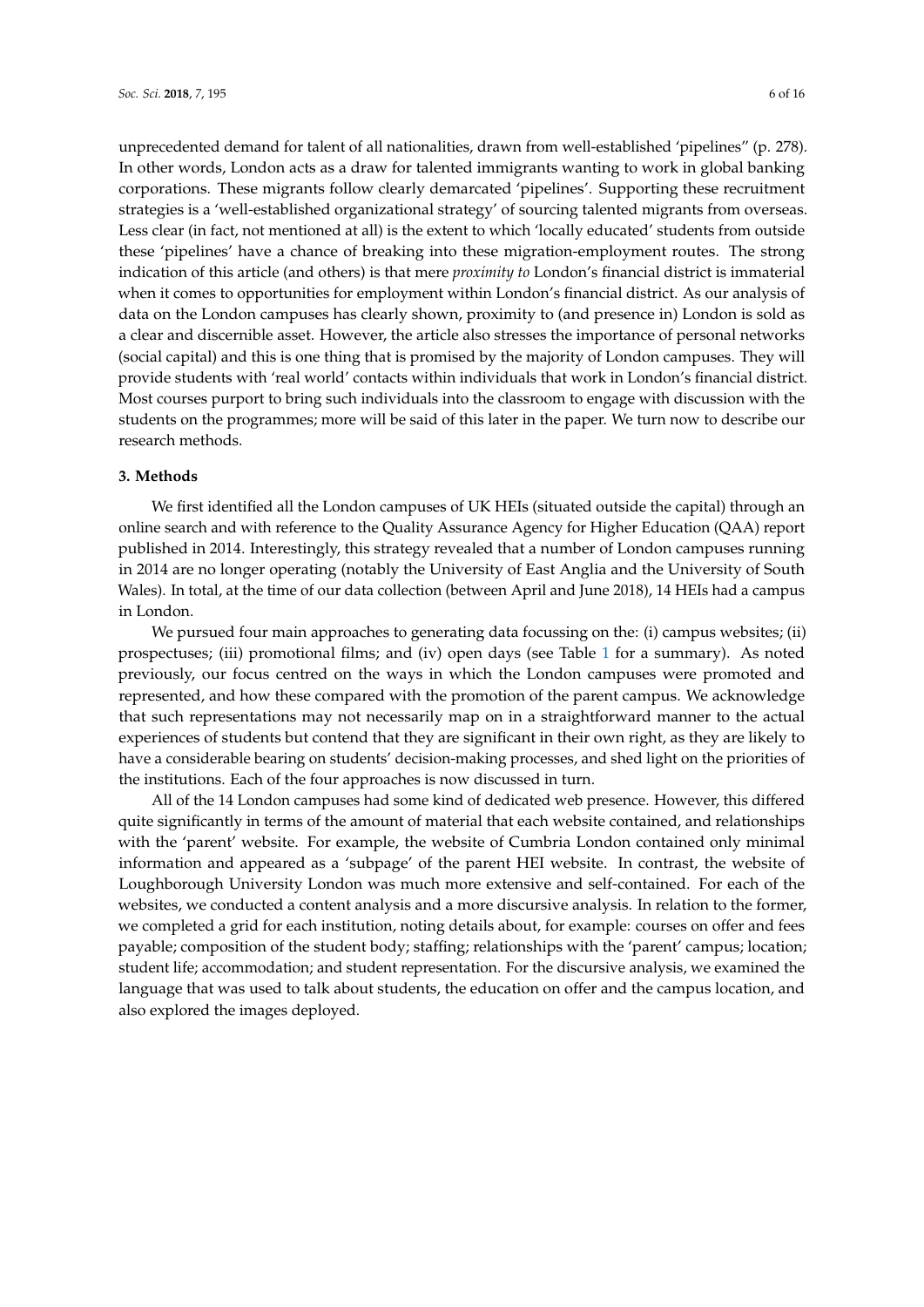unprecedented demand for talent of all nationalities, drawn from well-established 'pipelines" (p. 278). In other words, London acts as a draw for talented immigrants wanting to work in global banking corporations. These migrants follow clearly demarcated 'pipelines'. Supporting these recruitment strategies is a 'well-established organizational strategy' of sourcing talented migrants from overseas. Less clear (in fact, not mentioned at all) is the extent to which 'locally educated' students from outside these 'pipelines' have a chance of breaking into these migration-employment routes. The strong indication of this article (and others) is that mere *proximity to* London's financial district is immaterial when it comes to opportunities for employment within London's financial district. As our analysis of data on the London campuses has clearly shown, proximity to (and presence in) London is sold as a clear and discernible asset. However, the article also stresses the importance of personal networks (social capital) and this is one thing that is promised by the majority of London campuses. They will provide students with 'real world' contacts within individuals that work in London's financial district. Most courses purport to bring such individuals into the classroom to engage with discussion with the students on the programmes; more will be said of this later in the paper. We turn now to describe our research methods.

## 3. Methods

We first identified all the London campuses of UK HEIs (situated outside the capital) through an online search and with reference to the Quality Assurance Agency for Higher Education (QAA) report published in 2014. Interestingly, this strategy revealed that a number of London campuses running in 2014 are no longer operating (notably the University of East Anglia and the University of South Wales). In total, at the time of our data collection (between April and June 2018), 14 HEIs had a campus in London.

We pursued four main approaches to generating data focussing on the: (i) campus websites; (ii) prospectuses; (iii) promotional films; and (iv) open days (see Table 1 for a summary). As noted previously, our focus centred on the ways in which the London campuses were promoted and represented, and how these compared with the promotion of the parent campus. We acknowledge that such representations may not necessarily map on in a straightforward manner to the actual experiences of students but contend that they are significant in their own right, as they are likely to have a considerable bearing on students' decision-making processes, and shed light on the priorities of the institutions. Each of the four approaches is now discussed in turn.

All of the 14 London campuses had some kind of dedicated web presence. However, this differed quite significantly in terms of the amount of material that each website contained, and relationships with the 'parent' website. For example, the website of Cumbria London contained only minimal information and appeared as a 'subpage' of the parent HEI website. In contrast, the website of Loughborough University London was much more extensive and self-contained. For each of the websites, we conducted a content analysis and a more discursive analysis. In relation to the former, we completed a grid for each institution, noting details about, for example: courses on offer and fees payable; composition of the student body; staffing; relationships with the 'parent' campus; location; student life; accommodation; and student representation. For the discursive analysis, we examined the language that was used to talk about students, the education on offer and the campus location, and also explored the images deployed.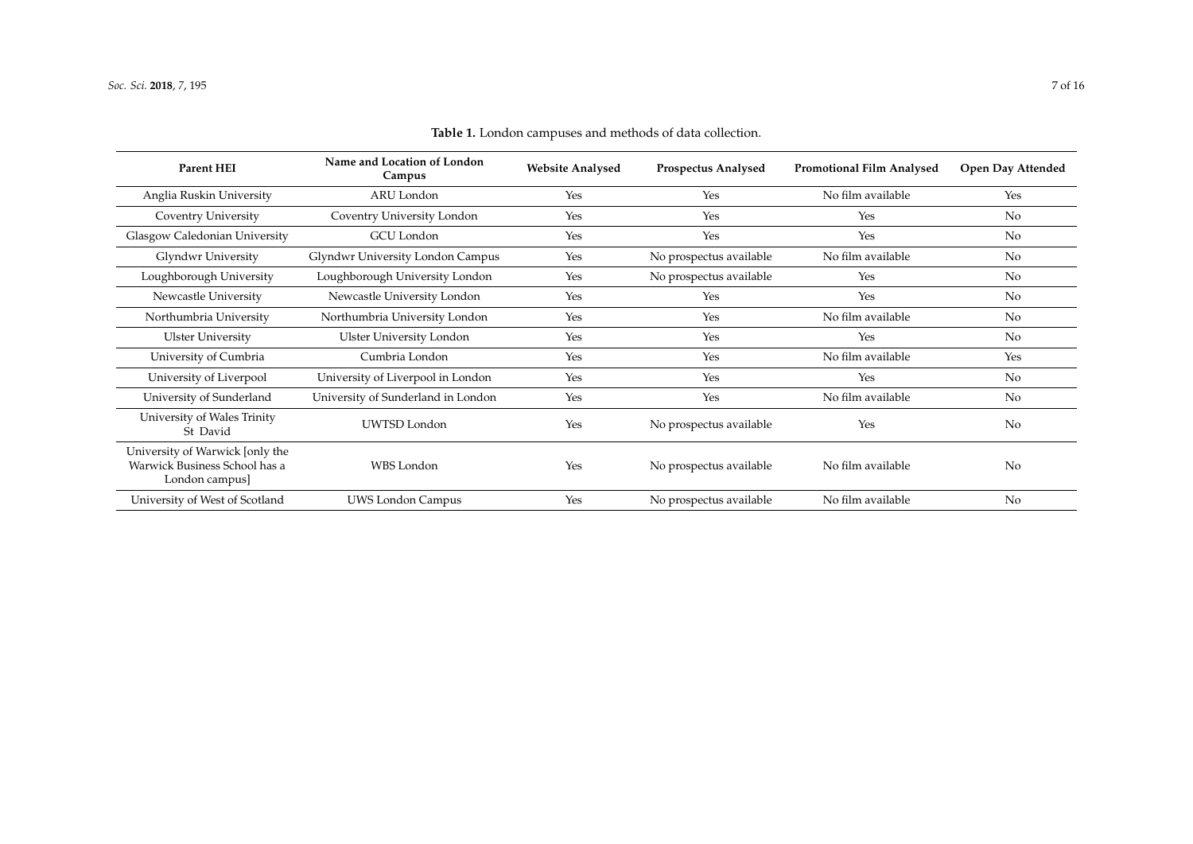**Table 1.** London campuses and methods of data collection.

| Parent HEI | Name and Location of London Campus | Website Analysed | Prospectus Analysed | Promotional Film Analysed | Open Day Attended |
|---|---|---|---|---|---|
| Anglia Ruskin University | ARU London | Yes | Yes | No film available | Yes |
| Coventry University | Coventry University London | Yes | Yes | Yes | No |
| Glasgow Caledonian University | GCU London | Yes | Yes | Yes | No |
| Glyndwr University | Glyndwr University London Campus | Yes | No prospectus available | No film available | No |
| Loughborough University | Loughborough University London | Yes | No prospectus available | Yes | No |
| Newcastle University | Newcastle University London | Yes | Yes | Yes | No |
| Northumbria University | Northumbria University London | Yes | Yes | No film available | No |
| Ulster University | Ulster University London | Yes | Yes | Yes | No |
| University of Cumbria | Cumbria London | Yes | Yes | No film available | Yes |
| University of Liverpool | University of Liverpool in London | Yes | Yes | Yes | No |
| University of Sunderland | University of Sunderland in London | Yes | Yes | No film available | No |
| University of Wales Trinity St David | UWTSD London | Yes | No prospectus available | Yes | No |
| University of Warwick [only the Warwick Business School has a London campus] | WBS London | Yes | No prospectus available | No film available | No |
| University of West of Scotland | UWS London Campus | Yes | No prospectus available | No film available | No |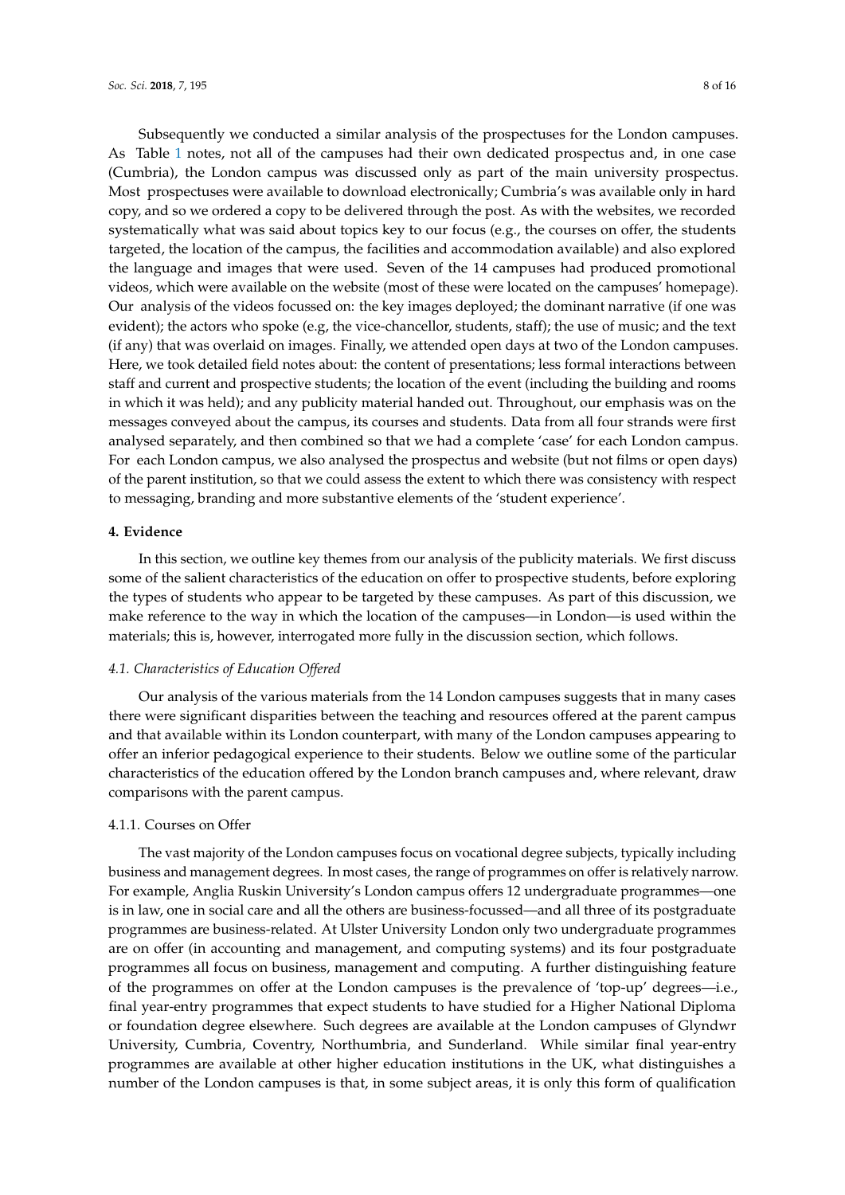Subsequently we conducted a similar analysis of the prospectuses for the London campuses. As Table 1 notes, not all of the campuses had their own dedicated prospectus and, in one case (Cumbria), the London campus was discussed only as part of the main university prospectus. Most prospectuses were available to download electronically; Cumbria's was available only in hard copy, and so we ordered a copy to be delivered through the post. As with the websites, we recorded systematically what was said about topics key to our focus (e.g., the courses on offer, the students targeted, the location of the campus, the facilities and accommodation available) and also explored the language and images that were used. Seven of the 14 campuses had produced promotional videos, which were available on the website (most of these were located on the campuses' homepage). Our analysis of the videos focussed on: the key images deployed; the dominant narrative (if one was evident); the actors who spoke (e.g, the vice-chancellor, students, staff); the use of music; and the text (if any) that was overlaid on images. Finally, we attended open days at two of the London campuses. Here, we took detailed field notes about: the content of presentations; less formal interactions between staff and current and prospective students; the location of the event (including the building and rooms in which it was held); and any publicity material handed out. Throughout, our emphasis was on the messages conveyed about the campus, its courses and students. Data from all four strands were first analysed separately, and then combined so that we had a complete 'case' for each London campus. For each London campus, we also analysed the prospectus and website (but not films or open days) of the parent institution, so that we could assess the extent to which there was consistency with respect to messaging, branding and more substantive elements of the 'student experience'.

## 4. Evidence

In this section, we outline key themes from our analysis of the publicity materials. We first discuss some of the salient characteristics of the education on offer to prospective students, before exploring the types of students who appear to be targeted by these campuses. As part of this discussion, we make reference to the way in which the location of the campuses—in London—is used within the materials; this is, however, interrogated more fully in the discussion section, which follows.

### 4.1. Characteristics of Education Offered

Our analysis of the various materials from the 14 London campuses suggests that in many cases there were significant disparities between the teaching and resources offered at the parent campus and that available within its London counterpart, with many of the London campuses appearing to offer an inferior pedagogical experience to their students. Below we outline some of the particular characteristics of the education offered by the London branch campuses and, where relevant, draw comparisons with the parent campus.

#### 4.1.1. Courses on Offer

The vast majority of the London campuses focus on vocational degree subjects, typically including business and management degrees. In most cases, the range of programmes on offer is relatively narrow. For example, Anglia Ruskin University's London campus offers 12 undergraduate programmes—one is in law, one in social care and all the others are business-focussed—and all three of its postgraduate programmes are business-related. At Ulster University London only two undergraduate programmes are on offer (in accounting and management, and computing systems) and its four postgraduate programmes all focus on business, management and computing. A further distinguishing feature of the programmes on offer at the London campuses is the prevalence of 'top-up' degrees—i.e., final year-entry programmes that expect students to have studied for a Higher National Diploma or foundation degree elsewhere. Such degrees are available at the London campuses of Glyndwr University, Cumbria, Coventry, Northumbria, and Sunderland. While similar final year-entry programmes are available at other higher education institutions in the UK, what distinguishes a number of the London campuses is that, in some subject areas, it is only this form of qualification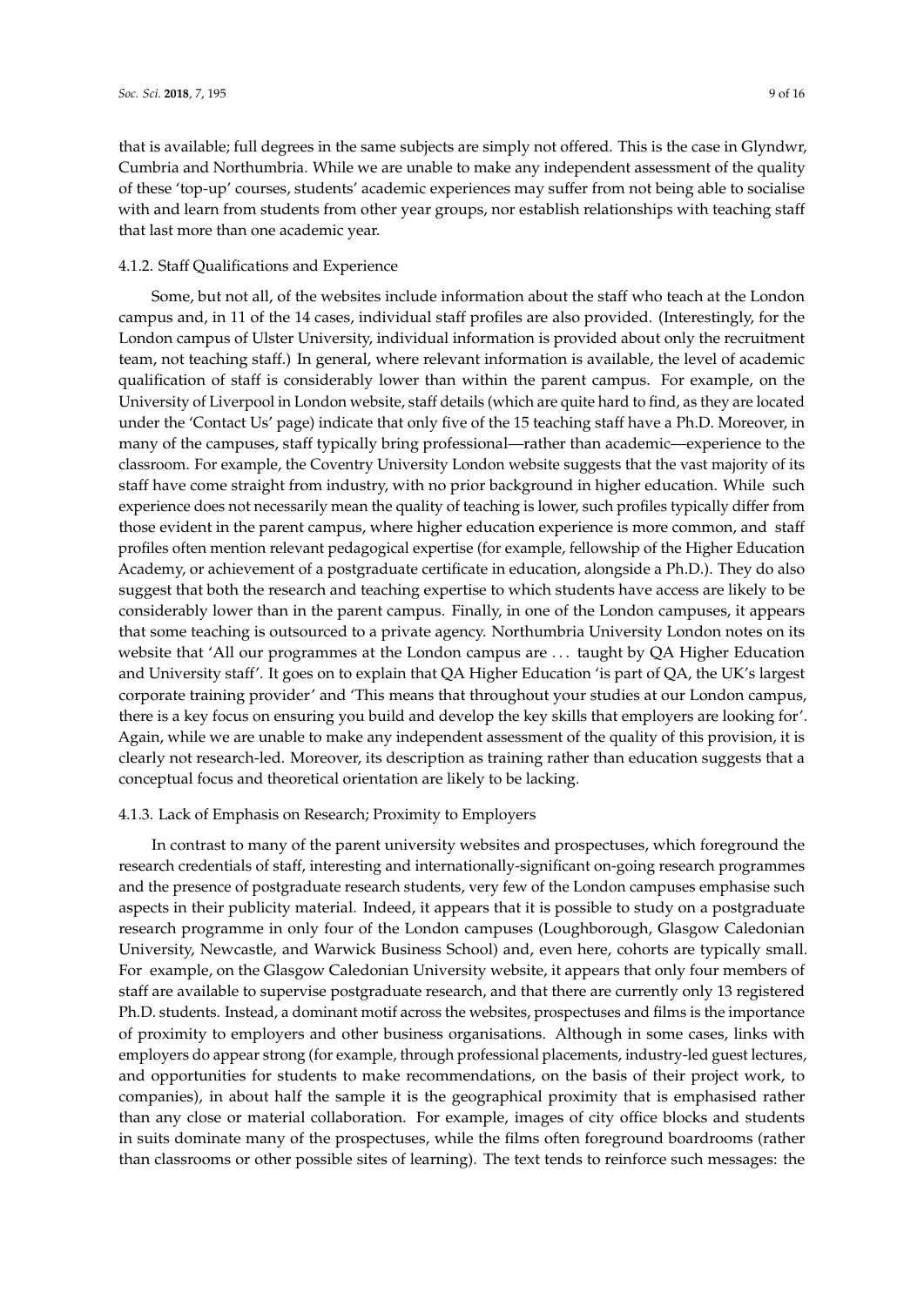that is available; full degrees in the same subjects are simply not offered. This is the case in Glyndwr, Cumbria and Northumbria. While we are unable to make any independent assessment of the quality of these 'top-up' courses, students' academic experiences may suffer from not being able to socialise with and learn from students from other year groups, nor establish relationships with teaching staff that last more than one academic year.

#### 4.1.2. Staff Qualifications and Experience

Some, but not all, of the websites include information about the staff who teach at the London campus and, in 11 of the 14 cases, individual staff profiles are also provided. (Interestingly, for the London campus of Ulster University, individual information is provided about only the recruitment team, not teaching staff.) In general, where relevant information is available, the level of academic qualification of staff is considerably lower than within the parent campus. For example, on the University of Liverpool in London website, staff details (which are quite hard to find, as they are located under the 'Contact Us' page) indicate that only five of the 15 teaching staff have a Ph.D. Moreover, in many of the campuses, staff typically bring professional—rather than academic—experience to the classroom. For example, the Coventry University London website suggests that the vast majority of its staff have come straight from industry, with no prior background in higher education. While such experience does not necessarily mean the quality of teaching is lower, such profiles typically differ from those evident in the parent campus, where higher education experience is more common, and staff profiles often mention relevant pedagogical expertise (for example, fellowship of the Higher Education Academy, or achievement of a postgraduate certificate in education, alongside a Ph.D.). They do also suggest that both the research and teaching expertise to which students have access are likely to be considerably lower than in the parent campus. Finally, in one of the London campuses, it appears that some teaching is outsourced to a private agency. Northumbria University London notes on its website that 'All our programmes at the London campus are ... taught by QA Higher Education and University staff'. It goes on to explain that QA Higher Education 'is part of QA, the UK's largest corporate training provider' and 'This means that throughout your studies at our London campus, there is a key focus on ensuring you build and develop the key skills that employers are looking for'. Again, while we are unable to make any independent assessment of the quality of this provision, it is clearly not research-led. Moreover, its description as training rather than education suggests that a conceptual focus and theoretical orientation are likely to be lacking.

#### 4.1.3. Lack of Emphasis on Research; Proximity to Employers

In contrast to many of the parent university websites and prospectuses, which foreground the research credentials of staff, interesting and internationally-significant on-going research programmes and the presence of postgraduate research students, very few of the London campuses emphasise such aspects in their publicity material. Indeed, it appears that it is possible to study on a postgraduate research programme in only four of the London campuses (Loughborough, Glasgow Caledonian University, Newcastle, and Warwick Business School) and, even here, cohorts are typically small. For example, on the Glasgow Caledonian University website, it appears that only four members of staff are available to supervise postgraduate research, and that there are currently only 13 registered Ph.D. students. Instead, a dominant motif across the websites, prospectuses and films is the importance of proximity to employers and other business organisations. Although in some cases, links with employers do appear strong (for example, through professional placements, industry-led guest lectures, and opportunities for students to make recommendations, on the basis of their project work, to companies), in about half the sample it is the geographical proximity that is emphasised rather than any close or material collaboration. For example, images of city office blocks and students in suits dominate many of the prospectuses, while the films often foreground boardrooms (rather than classrooms or other possible sites of learning). The text tends to reinforce such messages: the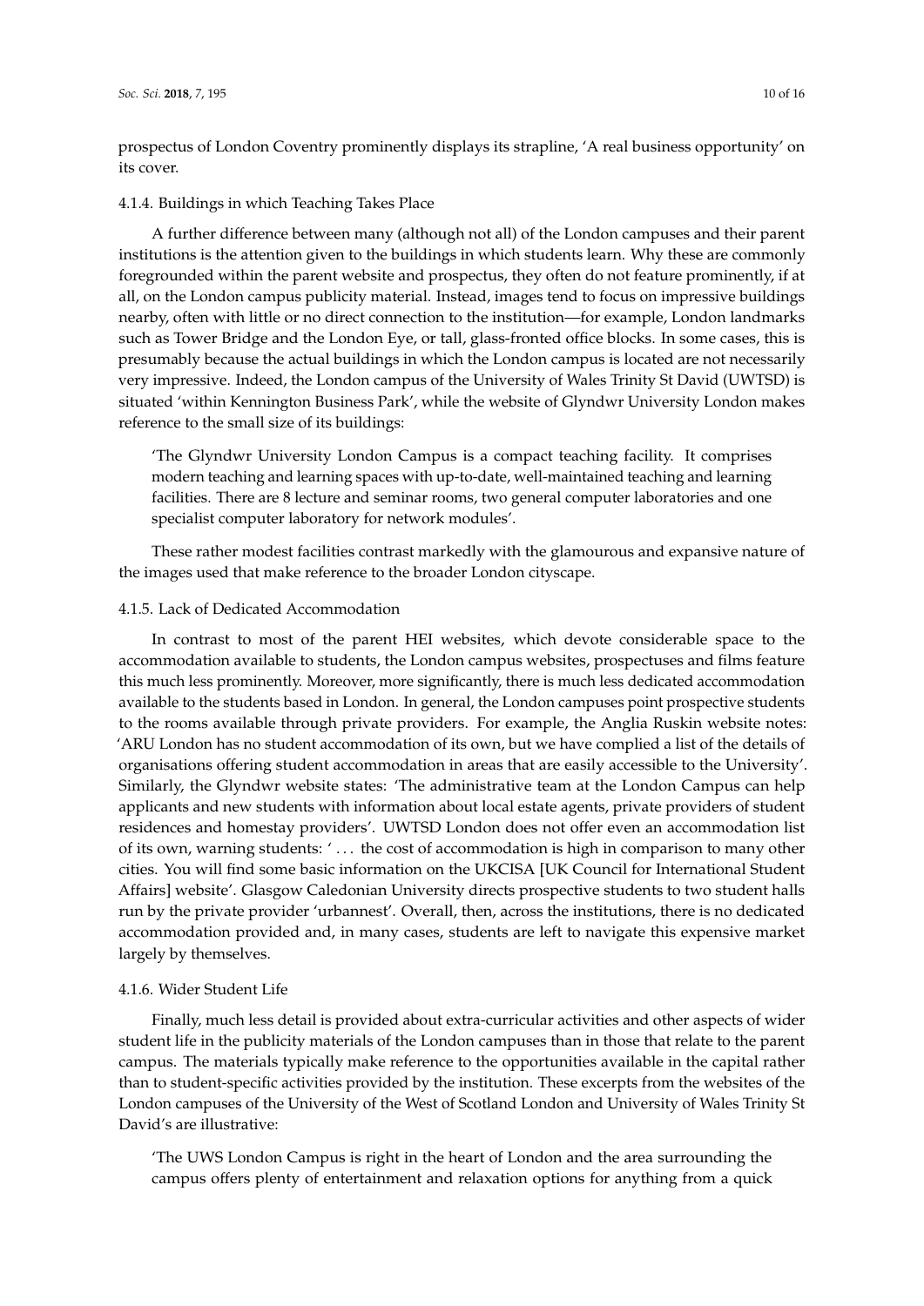prospectus of London Coventry prominently displays its strapline, 'A real business opportunity' on its cover.

#### 4.1.4. Buildings in which Teaching Takes Place

A further difference between many (although not all) of the London campuses and their parent institutions is the attention given to the buildings in which students learn. Why these are commonly foregrounded within the parent website and prospectus, they often do not feature prominently, if at all, on the London campus publicity material. Instead, images tend to focus on impressive buildings nearby, often with little or no direct connection to the institution—for example, London landmarks such as Tower Bridge and the London Eye, or tall, glass-fronted office blocks. In some cases, this is presumably because the actual buildings in which the London campus is located are not necessarily very impressive. Indeed, the London campus of the University of Wales Trinity St David (UWTSD) is situated 'within Kennington Business Park', while the website of Glyndwr University London makes reference to the small size of its buildings:

> 'The Glyndwr University London Campus is a compact teaching facility. It comprises modern teaching and learning spaces with up-to-date, well-maintained teaching and learning facilities. There are 8 lecture and seminar rooms, two general computer laboratories and one specialist computer laboratory for network modules'.

These rather modest facilities contrast markedly with the glamourous and expansive nature of the images used that make reference to the broader London cityscape.

#### 4.1.5. Lack of Dedicated Accommodation

In contrast to most of the parent HEI websites, which devote considerable space to the accommodation available to students, the London campus websites, prospectuses and films feature this much less prominently. Moreover, more significantly, there is much less dedicated accommodation available to the students based in London. In general, the London campuses point prospective students to the rooms available through private providers. For example, the Anglia Ruskin website notes: 'ARU London has no student accommodation of its own, but we have complied a list of the details of organisations offering student accommodation in areas that are easily accessible to the University'. Similarly, the Glyndwr website states: 'The administrative team at the London Campus can help applicants and new students with information about local estate agents, private providers of student residences and homestay providers'. UWTSD London does not offer even an accommodation list of its own, warning students: ' . . . the cost of accommodation is high in comparison to many other cities. You will find some basic information on the UKCISA [UK Council for International Student Affairs] website'. Glasgow Caledonian University directs prospective students to two student halls run by the private provider 'urbannest'. Overall, then, across the institutions, there is no dedicated accommodation provided and, in many cases, students are left to navigate this expensive market largely by themselves.

#### 4.1.6. Wider Student Life

Finally, much less detail is provided about extra-curricular activities and other aspects of wider student life in the publicity materials of the London campuses than in those that relate to the parent campus. The materials typically make reference to the opportunities available in the capital rather than to student-specific activities provided by the institution. These excerpts from the websites of the London campuses of the University of the West of Scotland London and University of Wales Trinity St David's are illustrative:

> 'The UWS London Campus is right in the heart of London and the area surrounding the campus offers plenty of entertainment and relaxation options for anything from a quick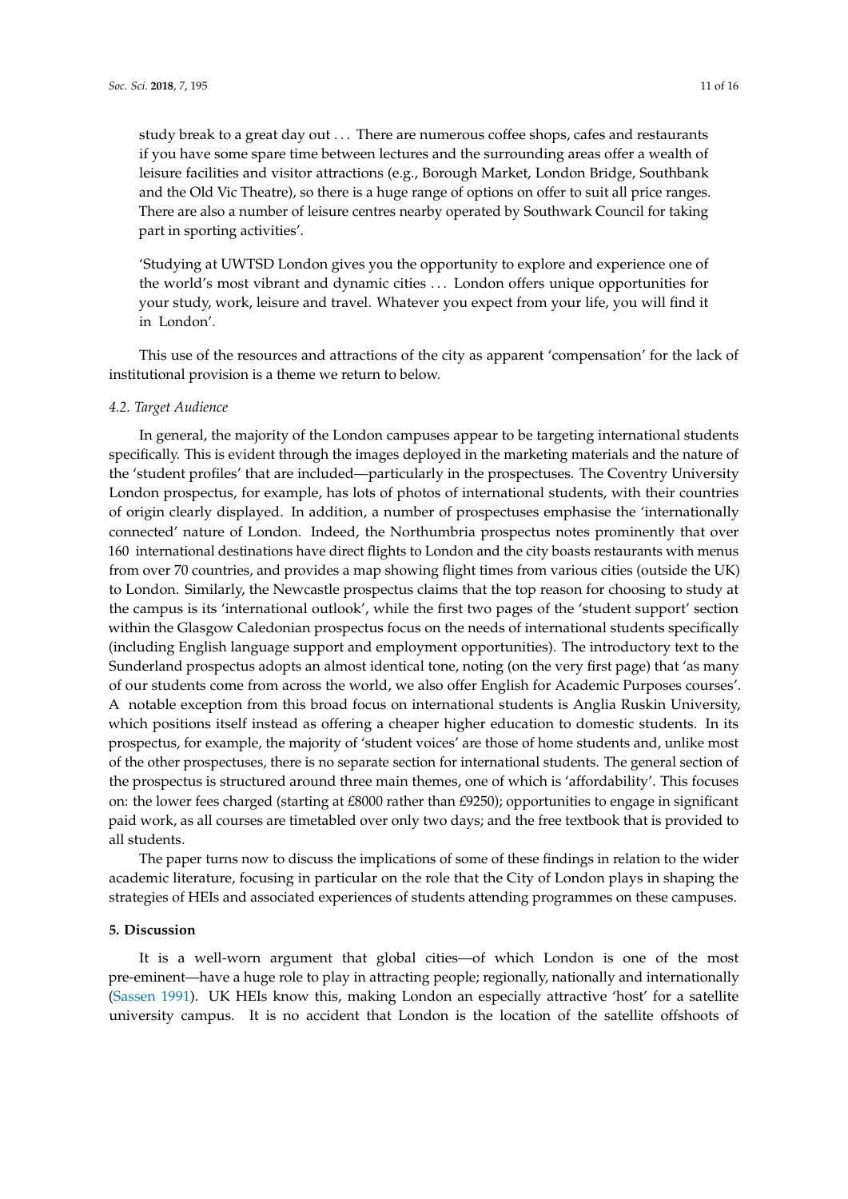study break to a great day out ... There are numerous coffee shops, cafes and restaurants if you have some spare time between lectures and the surrounding areas offer a wealth of leisure facilities and visitor attractions (e.g., Borough Market, London Bridge, Southbank and the Old Vic Theatre), so there is a huge range of options on offer to suit all price ranges. There are also a number of leisure centres nearby operated by Southwark Council for taking part in sporting activities'.

> 'Studying at UWTSD London gives you the opportunity to explore and experience one of the world's most vibrant and dynamic cities ... London offers unique opportunities for your study, work, leisure and travel. Whatever you expect from your life, you will find it in London'.

This use of the resources and attractions of the city as apparent 'compensation' for the lack of institutional provision is a theme we return to below.

### *4.2. Target Audience*

In general, the majority of the London campuses appear to be targeting international students specifically. This is evident through the images deployed in the marketing materials and the nature of the 'student profiles' that are included—particularly in the prospectuses. The Coventry University London prospectus, for example, has lots of photos of international students, with their countries of origin clearly displayed. In addition, a number of prospectuses emphasise the 'internationally connected' nature of London. Indeed, the Northumbria prospectus notes prominently that over 160 international destinations have direct flights to London and the city boasts restaurants with menus from over 70 countries, and provides a map showing flight times from various cities (outside the UK) to London. Similarly, the Newcastle prospectus claims that the top reason for choosing to study at the campus is its 'international outlook', while the first two pages of the 'student support' section within the Glasgow Caledonian prospectus focus on the needs of international students specifically (including English language support and employment opportunities). The introductory text to the Sunderland prospectus adopts an almost identical tone, noting (on the very first page) that 'as many of our students come from across the world, we also offer English for Academic Purposes courses'. A notable exception from this broad focus on international students is Anglia Ruskin University, which positions itself instead as offering a cheaper higher education to domestic students. In its prospectus, for example, the majority of 'student voices' are those of home students and, unlike most of the other prospectuses, there is no separate section for international students. The general section of the prospectus is structured around three main themes, one of which is 'affordability'. This focuses on: the lower fees charged (starting at £8000 rather than £9250); opportunities to engage in significant paid work, as all courses are timetabled over only two days; and the free textbook that is provided to all students.

The paper turns now to discuss the implications of some of these findings in relation to the wider academic literature, focusing in particular on the role that the City of London plays in shaping the strategies of HEIs and associated experiences of students attending programmes on these campuses.

## **5. Discussion**

It is a well-worn argument that global cities—of which London is one of the most pre-eminent—have a huge role to play in attracting people; regionally, nationally and internationally (Sassen 1991). UK HEIs know this, making London an especially attractive 'host' for a satellite university campus. It is no accident that London is the location of the satellite offshoots of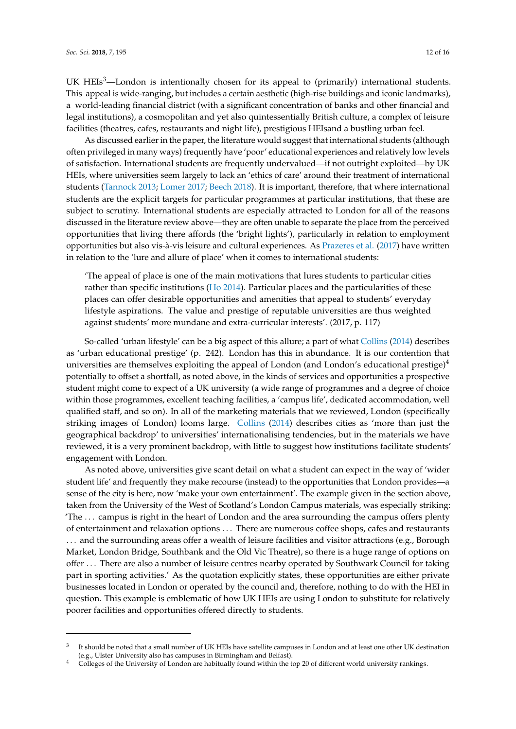UK HEIs[3]—London is intentionally chosen for its appeal to (primarily) international students. This appeal is wide-ranging, but includes a certain aesthetic (high-rise buildings and iconic landmarks), a world-leading financial district (with a significant concentration of banks and other financial and legal institutions), a cosmopolitan and yet also quintessentially British culture, a complex of leisure facilities (theatres, cafes, restaurants and night life), prestigious HEIsand a bustling urban feel.

As discussed earlier in the paper, the literature would suggest that international students (although often privileged in many ways) frequently have 'poor' educational experiences and relatively low levels of satisfaction. International students are frequently undervalued—if not outright exploited—by UK HEIs, where universities seem largely to lack an 'ethics of care' around their treatment of international students (Tannock 2013; Lomer 2017; Beech 2018). It is important, therefore, that where international students are the explicit targets for particular programmes at particular institutions, that these are subject to scrutiny. International students are especially attracted to London for all of the reasons discussed in the literature review above—they are often unable to separate the place from the perceived opportunities that living there affords (the 'bright lights'), particularly in relation to employment opportunities but also vis-à-vis leisure and cultural experiences. As Prazeres et al. (2017) have written in relation to the 'lure and allure of place' when it comes to international students:

> 'The appeal of place is one of the main motivations that lures students to particular cities rather than specific institutions (Ho 2014). Particular places and the particularities of these places can offer desirable opportunities and amenities that appeal to students' everyday lifestyle aspirations. The value and prestige of reputable universities are thus weighted against students' more mundane and extra-curricular interests'. (2017, p. 117)

So-called 'urban lifestyle' can be a big aspect of this allure; a part of what Collins (2014) describes as 'urban educational prestige' (p. 242). London has this in abundance. It is our contention that universities are themselves exploiting the appeal of London (and London's educational prestige)[4] potentially to offset a shortfall, as noted above, in the kinds of services and opportunities a prospective student might come to expect of a UK university (a wide range of programmes and a degree of choice within those programmes, excellent teaching facilities, a 'campus life', dedicated accommodation, well qualified staff, and so on). In all of the marketing materials that we reviewed, London (specifically striking images of London) looms large. Collins (2014) describes cities as 'more than just the geographical backdrop' to universities' internationalising tendencies, but in the materials we have reviewed, it is a very prominent backdrop, with little to suggest how institutions facilitate students' engagement with London.

As noted above, universities give scant detail on what a student can expect in the way of 'wider student life' and frequently they make recourse (instead) to the opportunities that London provides—a sense of the city is here, now 'make your own entertainment'. The example given in the section above, taken from the University of the West of Scotland's London Campus materials, was especially striking: 'The ... campus is right in the heart of London and the area surrounding the campus offers plenty of entertainment and relaxation options ... There are numerous coffee shops, cafes and restaurants ... and the surrounding areas offer a wealth of leisure facilities and visitor attractions (e.g., Borough Market, London Bridge, Southbank and the Old Vic Theatre), so there is a huge range of options on offer ... There are also a number of leisure centres nearby operated by Southwark Council for taking part in sporting activities.' As the quotation explicitly states, these opportunities are either private businesses located in London or operated by the council and, therefore, nothing to do with the HEI in question. This example is emblematic of how UK HEIs are using London to substitute for relatively poorer facilities and opportunities offered directly to students.

---

[3] It should be noted that a small number of UK HEIs have satellite campuses in London and at least one other UK destination (e.g., Ulster University also has campuses in Birmingham and Belfast).

[4] Colleges of the University of London are habitually found within the top 20 of different world university rankings.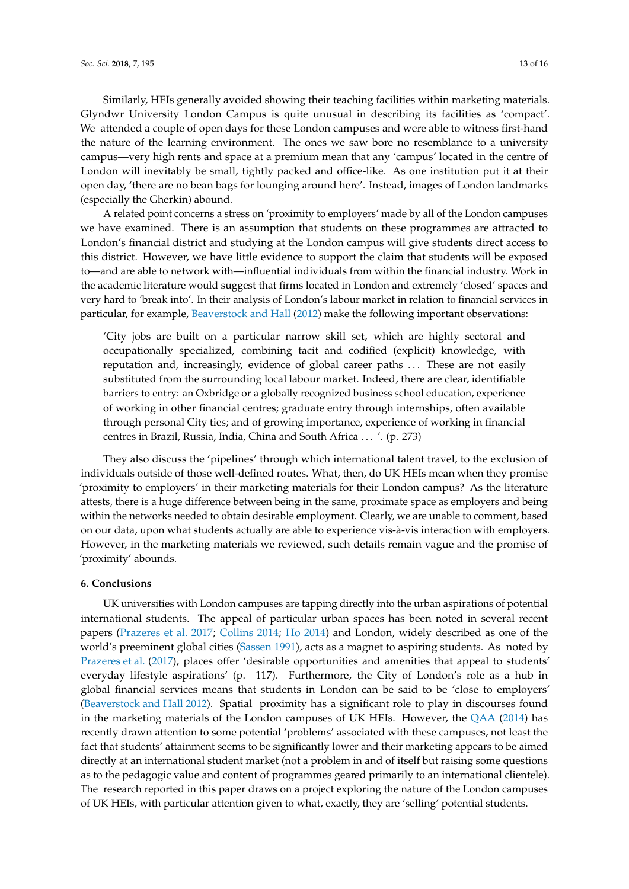Similarly, HEIs generally avoided showing their teaching facilities within marketing materials. Glyndwr University London Campus is quite unusual in describing its facilities as 'compact'. We attended a couple of open days for these London campuses and were able to witness first-hand the nature of the learning environment. The ones we saw bore no resemblance to a university campus—very high rents and space at a premium mean that any 'campus' located in the centre of London will inevitably be small, tightly packed and office-like. As one institution put it at their open day, 'there are no bean bags for lounging around here'. Instead, images of London landmarks (especially the Gherkin) abound.

A related point concerns a stress on 'proximity to employers' made by all of the London campuses we have examined. There is an assumption that students on these programmes are attracted to London's financial district and studying at the London campus will give students direct access to this district. However, we have little evidence to support the claim that students will be exposed to—and are able to network with—influential individuals from within the financial industry. Work in the academic literature would suggest that firms located in London and extremely 'closed' spaces and very hard to 'break into'. In their analysis of London's labour market in relation to financial services in particular, for example, Beaverstock and Hall (2012) make the following important observations:

> 'City jobs are built on a particular narrow skill set, which are highly sectoral and occupationally specialized, combining tacit and codified (explicit) knowledge, with reputation and, increasingly, evidence of global career paths ... These are not easily substituted from the surrounding local labour market. Indeed, there are clear, identifiable barriers to entry: an Oxbridge or a globally recognized business school education, experience of working in other financial centres; graduate entry through internships, often available through personal City ties; and of growing importance, experience of working in financial centres in Brazil, Russia, India, China and South Africa ... '. (p. 273)

They also discuss the 'pipelines' through which international talent travel, to the exclusion of individuals outside of those well-defined routes. What, then, do UK HEIs mean when they promise 'proximity to employers' in their marketing materials for their London campus? As the literature attests, there is a huge difference between being in the same, proximate space as employers and being within the networks needed to obtain desirable employment. Clearly, we are unable to comment, based on our data, upon what students actually are able to experience vis-à-vis interaction with employers. However, in the marketing materials we reviewed, such details remain vague and the promise of 'proximity' abounds.

## 6. Conclusions

UK universities with London campuses are tapping directly into the urban aspirations of potential international students. The appeal of particular urban spaces has been noted in several recent papers (Prazeres et al. 2017; Collins 2014; Ho 2014) and London, widely described as one of the world's preeminent global cities (Sassen 1991), acts as a magnet to aspiring students. As noted by Prazeres et al. (2017), places offer 'desirable opportunities and amenities that appeal to students' everyday lifestyle aspirations' (p. 117). Furthermore, the City of London's role as a hub in global financial services means that students in London can be said to be 'close to employers' (Beaverstock and Hall 2012). Spatial proximity has a significant role to play in discourses found in the marketing materials of the London campuses of UK HEIs. However, the QAA (2014) has recently drawn attention to some potential 'problems' associated with these campuses, not least the fact that students' attainment seems to be significantly lower and their marketing appears to be aimed directly at an international student market (not a problem in and of itself but raising some questions as to the pedagogic value and content of programmes geared primarily to an international clientele). The research reported in this paper draws on a project exploring the nature of the London campuses of UK HEIs, with particular attention given to what, exactly, they are 'selling' potential students.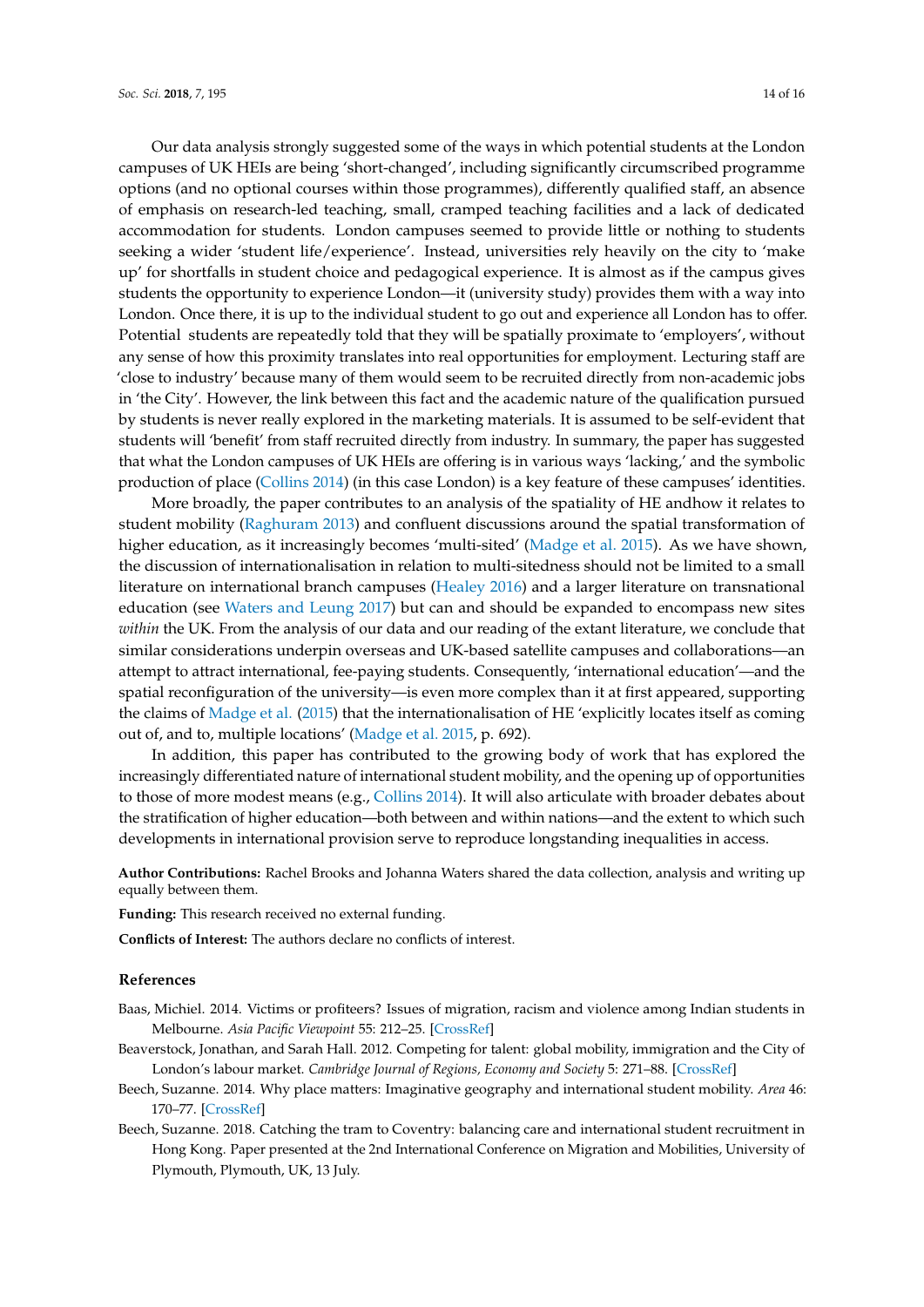Our data analysis strongly suggested some of the ways in which potential students at the London campuses of UK HEIs are being 'short-changed', including significantly circumscribed programme options (and no optional courses within those programmes), differently qualified staff, an absence of emphasis on research-led teaching, small, cramped teaching facilities and a lack of dedicated accommodation for students. London campuses seemed to provide little or nothing to students seeking a wider 'student life/experience'. Instead, universities rely heavily on the city to 'make up' for shortfalls in student choice and pedagogical experience. It is almost as if the campus gives students the opportunity to experience London—it (university study) provides them with a way into London. Once there, it is up to the individual student to go out and experience all London has to offer. Potential students are repeatedly told that they will be spatially proximate to 'employers', without any sense of how this proximity translates into real opportunities for employment. Lecturing staff are 'close to industry' because many of them would seem to be recruited directly from non-academic jobs in 'the City'. However, the link between this fact and the academic nature of the qualification pursued by students is never really explored in the marketing materials. It is assumed to be self-evident that students will 'benefit' from staff recruited directly from industry. In summary, the paper has suggested that what the London campuses of UK HEIs are offering is in various ways 'lacking,' and the symbolic production of place (Collins 2014) (in this case London) is a key feature of these campuses' identities.

More broadly, the paper contributes to an analysis of the spatiality of HE andhow it relates to student mobility (Raghuram 2013) and confluent discussions around the spatial transformation of higher education, as it increasingly becomes 'multi-sited' (Madge et al. 2015). As we have shown, the discussion of internationalisation in relation to multi-sitedness should not be limited to a small literature on international branch campuses (Healey 2016) and a larger literature on transnational education (see Waters and Leung 2017) but can and should be expanded to encompass new sites *within* the UK. From the analysis of our data and our reading of the extant literature, we conclude that similar considerations underpin overseas and UK-based satellite campuses and collaborations—an attempt to attract international, fee-paying students. Consequently, 'international education'—and the spatial reconfiguration of the university—is even more complex than it at first appeared, supporting the claims of Madge et al. (2015) that the internationalisation of HE 'explicitly locates itself as coming out of, and to, multiple locations' (Madge et al. 2015, p. 692).

In addition, this paper has contributed to the growing body of work that has explored the increasingly differentiated nature of international student mobility, and the opening up of opportunities to those of more modest means (e.g., Collins 2014). It will also articulate with broader debates about the stratification of higher education—both between and within nations—and the extent to which such developments in international provision serve to reproduce longstanding inequalities in access.

**Author Contributions:** Rachel Brooks and Johanna Waters shared the data collection, analysis and writing up equally between them.

**Funding:** This research received no external funding.

**Conflicts of Interest:** The authors declare no conflicts of interest.

## References

Baas, Michiel. 2014. Victims or profiteers? Issues of migration, racism and violence among Indian students in Melbourne. *Asia Pacific Viewpoint* 55: 212–25. [CrossRef]

Beaverstock, Jonathan, and Sarah Hall. 2012. Competing for talent: global mobility, immigration and the City of London's labour market. *Cambridge Journal of Regions, Economy and Society* 5: 271–88. [CrossRef]

Beech, Suzanne. 2014. Why place matters: Imaginative geography and international student mobility. *Area* 46: 170–77. [CrossRef]

Beech, Suzanne. 2018. Catching the tram to Coventry: balancing care and international student recruitment in Hong Kong. Paper presented at the 2nd International Conference on Migration and Mobilities, University of Plymouth, Plymouth, UK, 13 July.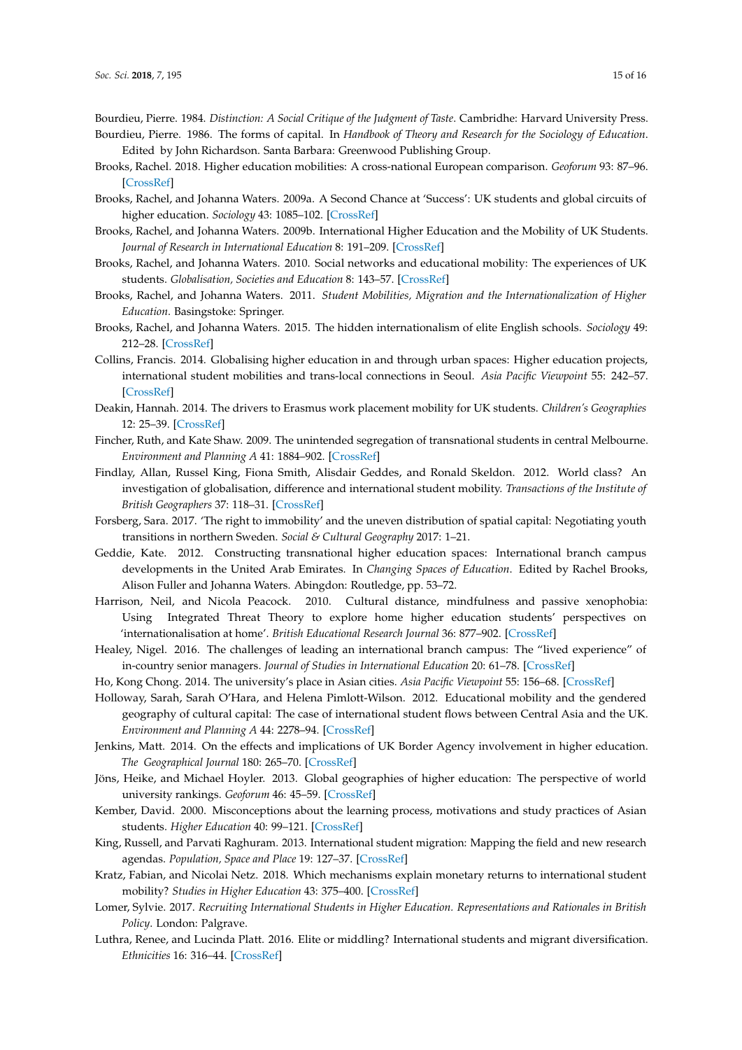Bourdieu, Pierre. 1984. *Distinction: A Social Critique of the Judgment of Taste*. Cambridhe: Harvard University Press.

Bourdieu, Pierre. 1986. The forms of capital. In *Handbook of Theory and Research for the Sociology of Education*. Edited by John Richardson. Santa Barbara: Greenwood Publishing Group.

Brooks, Rachel. 2018. Higher education mobilities: A cross-national European comparison. *Geoforum* 93: 87–96. [CrossRef]

Brooks, Rachel, and Johanna Waters. 2009a. A Second Chance at 'Success': UK students and global circuits of higher education. *Sociology* 43: 1085–102. [CrossRef]

Brooks, Rachel, and Johanna Waters. 2009b. International Higher Education and the Mobility of UK Students. *Journal of Research in International Education* 8: 191–209. [CrossRef]

Brooks, Rachel, and Johanna Waters. 2010. Social networks and educational mobility: The experiences of UK students. *Globalisation, Societies and Education* 8: 143–57. [CrossRef]

Brooks, Rachel, and Johanna Waters. 2011. *Student Mobilities, Migration and the Internationalization of Higher Education*. Basingstoke: Springer.

Brooks, Rachel, and Johanna Waters. 2015. The hidden internationalism of elite English schools. *Sociology* 49: 212–28. [CrossRef]

Collins, Francis. 2014. Globalising higher education in and through urban spaces: Higher education projects, international student mobilities and trans-local connections in Seoul. *Asia Pacific Viewpoint* 55: 242–57. [CrossRef]

Deakin, Hannah. 2014. The drivers to Erasmus work placement mobility for UK students. *Children's Geographies* 12: 25–39. [CrossRef]

Fincher, Ruth, and Kate Shaw. 2009. The unintended segregation of transnational students in central Melbourne. *Environment and Planning A* 41: 1884–902. [CrossRef]

Findlay, Allan, Russel King, Fiona Smith, Alisdair Geddes, and Ronald Skeldon. 2012. World class? An investigation of globalisation, difference and international student mobility. *Transactions of the Institute of British Geographers* 37: 118–31. [CrossRef]

Forsberg, Sara. 2017. 'The right to immobility' and the uneven distribution of spatial capital: Negotiating youth transitions in northern Sweden. *Social & Cultural Geography* 2017: 1–21.

Geddie, Kate. 2012. Constructing transnational higher education spaces: International branch campus developments in the United Arab Emirates. In *Changing Spaces of Education*. Edited by Rachel Brooks, Alison Fuller and Johanna Waters. Abingdon: Routledge, pp. 53–72.

Harrison, Neil, and Nicola Peacock. 2010. Cultural distance, mindfulness and passive xenophobia: Using Integrated Threat Theory to explore home higher education students' perspectives on 'internationalisation at home'. *British Educational Research Journal* 36: 877–902. [CrossRef]

Healey, Nigel. 2016. The challenges of leading an international branch campus: The "lived experience" of in-country senior managers. *Journal of Studies in International Education* 20: 61–78. [CrossRef]

Ho, Kong Chong. 2014. The university's place in Asian cities. *Asia Pacific Viewpoint* 55: 156–68. [CrossRef]

Holloway, Sarah, Sarah O'Hara, and Helena Pimlott-Wilson. 2012. Educational mobility and the gendered geography of cultural capital: The case of international student flows between Central Asia and the UK. *Environment and Planning A* 44: 2278–94. [CrossRef]

Jenkins, Matt. 2014. On the effects and implications of UK Border Agency involvement in higher education. *The Geographical Journal* 180: 265–70. [CrossRef]

Jöns, Heike, and Michael Hoyler. 2013. Global geographies of higher education: The perspective of world university rankings. *Geoforum* 46: 45–59. [CrossRef]

Kember, David. 2000. Misconceptions about the learning process, motivations and study practices of Asian students. *Higher Education* 40: 99–121. [CrossRef]

King, Russell, and Parvati Raghuram. 2013. International student migration: Mapping the field and new research agendas. *Population, Space and Place* 19: 127–37. [CrossRef]

Kratz, Fabian, and Nicolai Netz. 2018. Which mechanisms explain monetary returns to international student mobility? *Studies in Higher Education* 43: 375–400. [CrossRef]

Lomer, Sylvie. 2017. *Recruiting International Students in Higher Education. Representations and Rationales in British Policy*. London: Palgrave.

Luthra, Renee, and Lucinda Platt. 2016. Elite or middling? International students and migrant diversification. *Ethnicities* 16: 316–44. [CrossRef]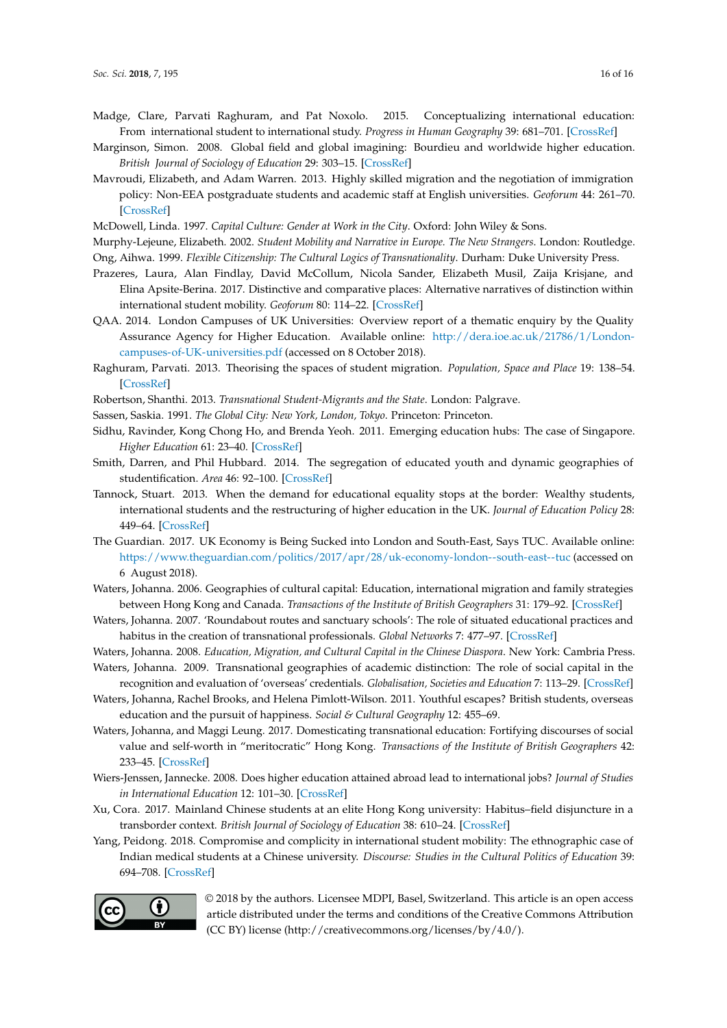Madge, Clare, Parvati Raghuram, and Pat Noxolo. 2015. Conceptualizing international education: From international student to international study. *Progress in Human Geography* 39: 681–701. [CrossRef]

Marginson, Simon. 2008. Global field and global imagining: Bourdieu and worldwide higher education. *British Journal of Sociology of Education* 29: 303–15. [CrossRef]

Mavroudi, Elizabeth, and Adam Warren. 2013. Highly skilled migration and the negotiation of immigration policy: Non-EEA postgraduate students and academic staff at English universities. *Geoforum* 44: 261–70. [CrossRef]

McDowell, Linda. 1997. *Capital Culture: Gender at Work in the City*. Oxford: John Wiley & Sons.

Murphy-Lejeune, Elizabeth. 2002. *Student Mobility and Narrative in Europe. The New Strangers*. London: Routledge.

Ong, Aihwa. 1999. *Flexible Citizenship: The Cultural Logics of Transnationality*. Durham: Duke University Press.

Prazeres, Laura, Alan Findlay, David McCollum, Nicola Sander, Elizabeth Musil, Zaija Krisjane, and Elina Apsite-Berina. 2017. Distinctive and comparative places: Alternative narratives of distinction within international student mobility. *Geoforum* 80: 114–22. [CrossRef]

QAA. 2014. London Campuses of UK Universities: Overview report of a thematic enquiry by the Quality Assurance Agency for Higher Education. Available online: http://dera.ioe.ac.uk/21786/1/London-campuses-of-UK-universities.pdf (accessed on 8 October 2018).

Raghuram, Parvati. 2013. Theorising the spaces of student migration. *Population, Space and Place* 19: 138–54. [CrossRef]

Robertson, Shanthi. 2013. *Transnational Student-Migrants and the State*. London: Palgrave.

Sassen, Saskia. 1991. *The Global City: New York, London, Tokyo*. Princeton: Princeton.

Sidhu, Ravinder, Kong Chong Ho, and Brenda Yeoh. 2011. Emerging education hubs: The case of Singapore. *Higher Education* 61: 23–40. [CrossRef]

Smith, Darren, and Phil Hubbard. 2014. The segregation of educated youth and dynamic geographies of studentification. *Area* 46: 92–100. [CrossRef]

Tannock, Stuart. 2013. When the demand for educational equality stops at the border: Wealthy students, international students and the restructuring of higher education in the UK. *Journal of Education Policy* 28: 449–64. [CrossRef]

The Guardian. 2017. UK Economy is Being Sucked into London and South-East, Says TUC. Available online: https://www.theguardian.com/politics/2017/apr/28/uk-economy-london--south-east--tuc (accessed on 6 August 2018).

Waters, Johanna. 2006. Geographies of cultural capital: Education, international migration and family strategies between Hong Kong and Canada. *Transactions of the Institute of British Geographers* 31: 179–92. [CrossRef]

Waters, Johanna. 2007. 'Roundabout routes and sanctuary schools': The role of situated educational practices and habitus in the creation of transnational professionals. *Global Networks* 7: 477–97. [CrossRef]

Waters, Johanna. 2008. *Education, Migration, and Cultural Capital in the Chinese Diaspora*. New York: Cambria Press.

Waters, Johanna. 2009. Transnational geographies of academic distinction: The role of social capital in the recognition and evaluation of 'overseas' credentials. *Globalisation, Societies and Education* 7: 113–29. [CrossRef]

Waters, Johanna, Rachel Brooks, and Helena Pimlott-Wilson. 2011. Youthful escapes? British students, overseas education and the pursuit of happiness. *Social & Cultural Geography* 12: 455–69.

Waters, Johanna, and Maggi Leung. 2017. Domesticating transnational education: Fortifying discourses of social value and self-worth in "meritocratic" Hong Kong. *Transactions of the Institute of British Geographers* 42: 233–45. [CrossRef]

Wiers-Jenssen, Jannecke. 2008. Does higher education attained abroad lead to international jobs? *Journal of Studies in International Education* 12: 101–30. [CrossRef]

Xu, Cora. 2017. Mainland Chinese students at an elite Hong Kong university: Habitus–field disjuncture in a transborder context. *British Journal of Sociology of Education* 38: 610–24. [CrossRef]

Yang, Peidong. 2018. Compromise and complicity in international student mobility: The ethnographic case of Indian medical students at a Chinese university. *Discourse: Studies in the Cultural Politics of Education* 39: 694–708. [CrossRef]

© 2018 by the authors. Licensee MDPI, Basel, Switzerland. This article is an open access article distributed under the terms and conditions of the Creative Commons Attribution (CC BY) license (http://creativecommons.org/licenses/by/4.0/).